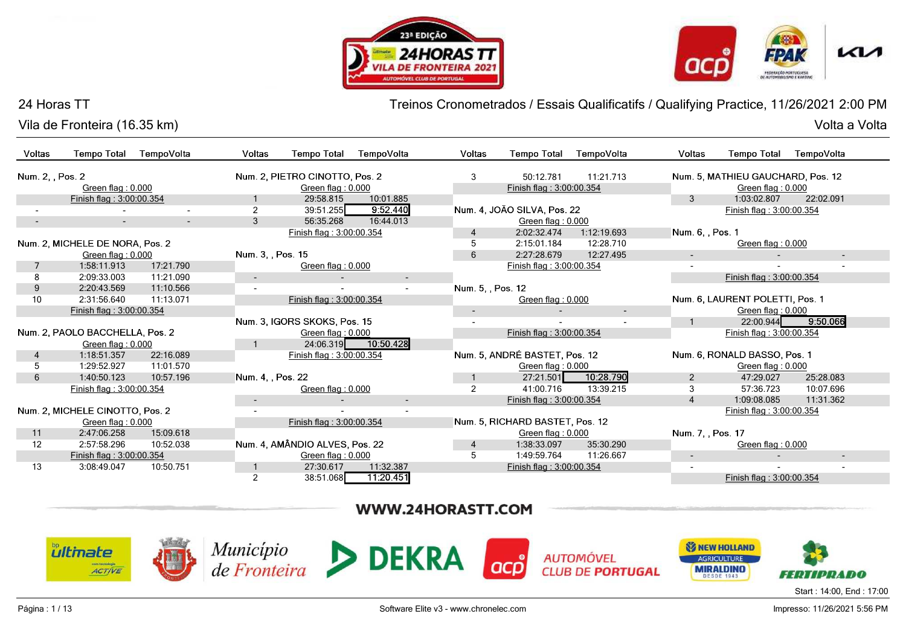# 24 Horas TT

## Vila de Fronteira (16.35 km)

**Treinos Cronometrados / Essais Qualificatifs / Qualifying Practice, 11/26/2021 2:00 PM**

**Volta a Volta**

### Num. 2, , Pos. 2

| Voltas | Tempo Total | TempoVolta |
|---|---|---|
| Green flag : 0.000 | | |
| Finish flag : 3:00:00.354 | | |
| - | - | - |
| - | - | - |

### Num. 2, MICHELE DE NORA, Pos. 2

| Voltas | Tempo Total | TempoVolta |
|---|---|---|
| Green flag : 0.000 | | |
| 7 | 1:58:11.913 | 17:21.790 |
| 8 | 2:09:33.003 | 11:21.090 |
| 9 | 2:20:43.569 | 11:10.566 |
| 10 | 2:31:56.640 | 11:13.071 |
| Finish flag : 3:00:00.354 | | |

### Num. 2, PAOLO BACCHELLA, Pos. 2

| Voltas | Tempo Total | TempoVolta |
|---|---|---|
| Green flag : 0.000 | | |
| 4 | 1:18:51.357 | 22:16.089 |
| 5 | 1:29:52.927 | 11:01.570 |
| 6 | 1:40:50.123 | 10:57.196 |
| Finish flag : 3:00:00.354 | | |

### Num. 2, MICHELE CINOTTO, Pos. 2

| Voltas | Tempo Total | TempoVolta |
|---|---|---|
| Green flag : 0.000 | | |
| 11 | 2:47:06.258 | 15:09.618 |
| 12 | 2:57:58.296 | 10:52.038 |
| Finish flag : 3:00:00.354 | | |
| 13 | 3:08:49.047 | 10:50.751 |

### Num. 2, PIETRO CINOTTO, Pos. 2

| Voltas | Tempo Total | TempoVolta |
|---|---|---|
| Green flag : 0.000 | | |
| 1 | 29:58.815 | 10:01.885 |
| 2 | 39:51.255 | 9:52.440 |
| 3 | 56:35.268 | 16:44.013 |
| Finish flag : 3:00:00.354 | | |

### Num. 3, , Pos. 15

| Voltas | Tempo Total | TempoVolta |
|---|---|---|
| Green flag : 0.000 | | |
| - | - | - |
| - | - | - |
| Finish flag : 3:00:00.354 | | |

### Num. 3, IGORS SKOKS, Pos. 15

| Voltas | Tempo Total | TempoVolta |
|---|---|---|
| Green flag : 0.000 | | |
| 1 | 24:06.319 | 10:50.428 |
| Finish flag : 3:00:00.354 | | |

### Num. 4, , Pos. 22

| Voltas | Tempo Total | TempoVolta |
|---|---|---|
| Green flag : 0.000 | | |
| - | - | - |
| - | - | - |
| Finish flag : 3:00:00.354 | | |

### Num. 4, AMÂNDIO ALVES, Pos. 22

| Voltas | Tempo Total | TempoVolta |
|---|---|---|
| Green flag : 0.000 | | |
| 1 | 27:30.617 | 11:32.387 |
| 2 | 38:51.068 | 11:20.451 |
| 3 | 50:12.781 | 11:21.713 |
| Finish flag : 3:00:00.354 | | |

### Num. 4, JOÃO SILVA, Pos. 22

| Voltas | Tempo Total | TempoVolta |
|---|---|---|
| Green flag : 0.000 | | |
| 4 | 2:02:32.474 | 1:12:19.693 |
| 5 | 2:15:01.184 | 12:28.710 |
| 6 | 2:27:28.679 | 12:27.495 |
| Finish flag : 3:00:00.354 | | |

### Num. 5, , Pos. 12

| Voltas | Tempo Total | TempoVolta |
|---|---|---|
| Green flag : 0.000 | | |
| - | - | - |
| - | - | - |
| Finish flag : 3:00:00.354 | | |

### Num. 5, ANDRÉ BASTET, Pos. 12

| Voltas | Tempo Total | TempoVolta |
|---|---|---|
| Green flag : 0.000 | | |
| 1 | 27:21.501 | 10:28.790 |
| 2 | 41:00.716 | 13:39.215 |
| Finish flag : 3:00:00.354 | | |

### Num. 5, RICHARD BASTET, Pos. 12

| Voltas | Tempo Total | TempoVolta |
|---|---|---|
| Green flag : 0.000 | | |
| 4 | 1:38:33.097 | 35:30.290 |
| 5 | 1:49:59.764 | 11:26.667 |
| Finish flag : 3:00:00.354 | | |

### Num. 5, MATHIEU GAUCHARD, Pos. 12

| Voltas | Tempo Total | TempoVolta |
|---|---|---|
| Green flag : 0.000 | | |
| 3 | 1:03:02.807 | 22:02.091 |
| Finish flag : 3:00:00.354 | | |

### Num. 6, , Pos. 1

| Voltas | Tempo Total | TempoVolta |
|---|---|---|
| Green flag : 0.000 | | |
| - | - | - |
| - | - | - |
| Finish flag : 3:00:00.354 | | |

### Num. 6, LAURENT POLETTI, Pos. 1

| Voltas | Tempo Total | TempoVolta |
|---|---|---|
| Green flag : 0.000 | | |
| 1 | 22:00.944 | 9:50.066 |
| Finish flag : 3:00:00.354 | | |

### Num. 6, RONALD BASSO, Pos. 1

| Voltas | Tempo Total | TempoVolta |
|---|---|---|
| Green flag : 0.000 | | |
| 2 | 47:29.027 | 25:28.083 |
| 3 | 57:36.723 | 10:07.696 |
| 4 | 1:09:08.085 | 11:31.362 |
| Finish flag : 3:00:00.354 | | |

### Num. 7, , Pos. 17

| Voltas | Tempo Total | TempoVolta |
|---|---|---|
| Green flag : 0.000 | | |
| - | - | - |
| - | - | - |
| Finish flag : 3:00:00.354 | | |

WWW.24HORASTT.COM

Start : 14:00, End : 17:00

Software Elite v3 - www.chronelec.com

Impresso: 11/26/2021 5:56 PM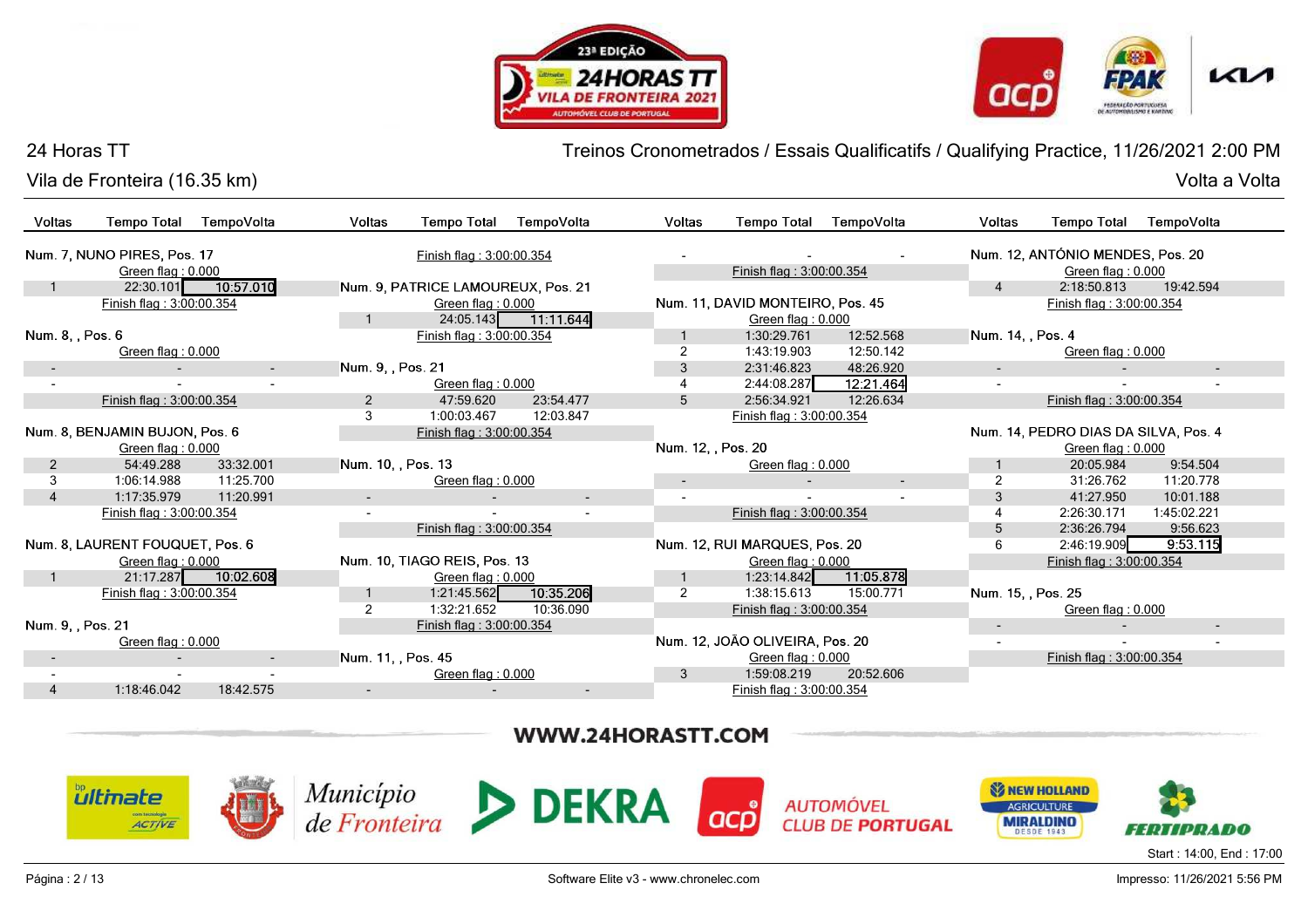24 Horas TT

Vila de Fronteira (16.35 km)

Treinos Cronometrados / Essais Qualificatifs / Qualifying Practice, 11/26/2021 2:00 PM

Volta a Volta

| Voltas | Tempo Total | TempoVolta |
|---|---|---|
| **Num. 7, NUNO PIRES, Pos. 17** | | |
| | Green flag : 0.000 | |
| 1 | 22:30.101 | **10:57.010** |
| | Finish flag : 3:00:00.354 | |
| **Num. 8, , Pos. 6** | | |
| | Green flag : 0.000 | |
| - | - | - |
| - | - | - |
| | Finish flag : 3:00:00.354 | |
| **Num. 8, BENJAMIN BUJON, Pos. 6** | | |
| | Green flag : 0.000 | |
| 2 | 54:49.288 | 33:32.001 |
| 3 | 1:06:14.988 | 11:25.700 |
| 4 | 1:17:35.979 | 11:20.991 |
| | Finish flag : 3:00:00.354 | |
| **Num. 8, LAURENT FOUQUET, Pos. 6** | | |
| | Green flag : 0.000 | |
| 1 | 21:17.287 | **10:02.608** |
| | Finish flag : 3:00:00.354 | |
| **Num. 9, , Pos. 21** | | |
| | Green flag : 0.000 | |
| - | - | - |
| - | - | - |
| 4 | 1:18:46.042 | 18:42.575 |
| | Finish flag : 3:00:00.354 | |
| **Num. 9, PATRICE LAMOUREUX, Pos. 21** | | |
| | Green flag : 0.000 | |
| 1 | 24:05.143 | **11:11.644** |
| | Finish flag : 3:00:00.354 | |
| **Num. 9, , Pos. 21** | | |
| | Green flag : 0.000 | |
| 2 | 47:59.620 | 23:54.477 |
| 3 | 1:00:03.467 | 12:03.847 |
| | Finish flag : 3:00:00.354 | |
| **Num. 10, , Pos. 13** | | |
| | Green flag : 0.000 | |
| - | - | - |
| - | - | - |
| | Finish flag : 3:00:00.354 | |
| **Num. 10, TIAGO REIS, Pos. 13** | | |
| | Green flag : 0.000 | |
| 1 | 1:21:45.562 | **10:35.206** |
| 2 | 1:32:21.652 | 10:36.090 |
| | Finish flag : 3:00:00.354 | |
| **Num. 11, , Pos. 45** | | |
| | Green flag : 0.000 | |
| - | - | - |
| - | - | - |
| | Finish flag : 3:00:00.354 | |
| **Num. 11, DAVID MONTEIRO, Pos. 45** | | |
| | Green flag : 0.000 | |
| 1 | 1:30:29.761 | 12:52.568 |
| 2 | 1:43:19.903 | 12:50.142 |
| 3 | 2:31:46.823 | 48:26.920 |
| 4 | 2:44:08.287 | **12:21.464** |
| 5 | 2:56:34.921 | 12:26.634 |
| | Finish flag : 3:00:00.354 | |
| **Num. 12, , Pos. 20** | | |
| | Green flag : 0.000 | |
| - | - | - |
| - | - | - |
| | Finish flag : 3:00:00.354 | |
| **Num. 12, RUI MARQUES, Pos. 20** | | |
| | Green flag : 0.000 | |
| 1 | 1:23:14.842 | **11:05.878** |
| 2 | 1:38:15.613 | 15:00.771 |
| | Finish flag : 3:00:00.354 | |
| **Num. 12, JOÃO OLIVEIRA, Pos. 20** | | |
| | Green flag : 0.000 | |
| 3 | 1:59:08.219 | 20:52.606 |
| | Finish flag : 3:00:00.354 | |
| **Num. 12, ANTÓNIO MENDES, Pos. 20** | | |
| | Green flag : 0.000 | |
| 4 | 2:18:50.813 | 19:42.594 |
| | Finish flag : 3:00:00.354 | |
| **Num. 14, , Pos. 4** | | |
| | Green flag : 0.000 | |
| - | - | - |
| - | - | - |
| | Finish flag : 3:00:00.354 | |
| **Num. 14, PEDRO DIAS DA SILVA, Pos. 4** | | |
| | Green flag : 0.000 | |
| 1 | 20:05.984 | 9:54.504 |
| 2 | 31:26.762 | 11:20.778 |
| 3 | 41:27.950 | 10:01.188 |
| 4 | 2:26:30.171 | 1:45:02.221 |
| 5 | 2:36:26.794 | 9:56.623 |
| 6 | 2:46:19.909 | **9:53.115** |
| | Finish flag : 3:00:00.354 | |
| **Num. 15, , Pos. 25** | | |
| | Green flag : 0.000 | |
| - | - | - |
| - | - | - |
| | Finish flag : 3:00:00.354 | |

WWW.24HORASTT.COM

Start : 14:00, End : 17:00

Software Elite v3 - www.chronelec.com

Impresso: 11/26/2021 5:56 PM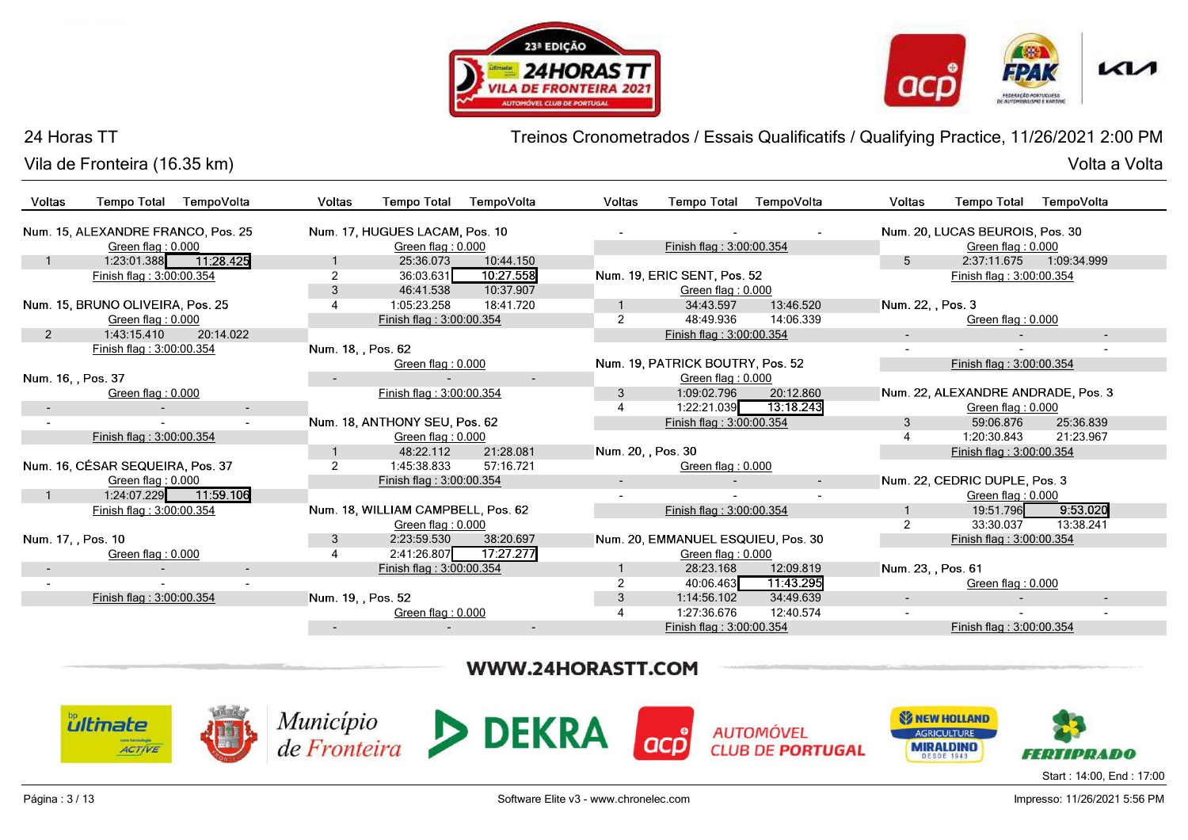# 24 Horas TT

## Vila de Fronteira (16.35 km)

Treinos Cronometrados / Essais Qualificatifs / Qualifying Practice, 11/26/2021 2:00 PM

Volta a Volta

**Num. 15, ALEXANDRE FRANCO, Pos. 25**

Green flag : 0.000

| Voltas | Tempo Total | TempoVolta |
|---|---|---|
| 1 | 1:23:01.388 | 11:28.425 |

Finish flag : 3:00:00.354

**Num. 15, BRUNO OLIVEIRA, Pos. 25**

Green flag : 0.000

| Voltas | Tempo Total | TempoVolta |
|---|---|---|
| 2 | 1:43:15.410 | 20:14.022 |

Finish flag : 3:00:00.354

**Num. 16, , Pos. 37**

Green flag : 0.000

| Voltas | Tempo Total | TempoVolta |
|---|---|---|
| - | - | - |
| - | - | - |

Finish flag : 3:00:00.354

**Num. 16, CÉSAR SEQUEIRA, Pos. 37**

Green flag : 0.000

| Voltas | Tempo Total | TempoVolta |
|---|---|---|
| 1 | 1:24:07.229 | 11:59.106 |

Finish flag : 3:00:00.354

**Num. 17, , Pos. 10**

Green flag : 0.000

| Voltas | Tempo Total | TempoVolta |
|---|---|---|
| - | - | - |
| - | - | - |

Finish flag : 3:00:00.354

**Num. 17, HUGUES LACAM, Pos. 10**

Green flag : 0.000

| Voltas | Tempo Total | TempoVolta |
|---|---|---|
| 1 | 25:36.073 | 10:44.150 |
| 2 | 36:03.631 | 10:27.558 |
| 3 | 46:41.538 | 10:37.907 |
| 4 | 1:05:23.258 | 18:41.720 |

Finish flag : 3:00:00.354

**Num. 18, , Pos. 62**

Green flag : 0.000

| Voltas | Tempo Total | TempoVolta |
|---|---|---|
| - | - | - |

Finish flag : 3:00:00.354

**Num. 18, ANTHONY SEU, Pos. 62**

Green flag : 0.000

| Voltas | Tempo Total | TempoVolta |
|---|---|---|
| 1 | 48:22.112 | 21:28.081 |
| 2 | 1:45:38.833 | 57:16.721 |

Finish flag : 3:00:00.354

**Num. 18, WILLIAM CAMPBELL, Pos. 62**

Green flag : 0.000

| Voltas | Tempo Total | TempoVolta |
|---|---|---|
| 3 | 2:23:59.530 | 38:20.697 |
| 4 | 2:41:26.807 | 17:27.277 |

Finish flag : 3:00:00.354

**Num. 19, , Pos. 52**

Green flag : 0.000

| Voltas | Tempo Total | TempoVolta |
|---|---|---|
| - | - | - |
| - | - | - |

Finish flag : 3:00:00.354

**Num. 19, ERIC SENT, Pos. 52**

Green flag : 0.000

| Voltas | Tempo Total | TempoVolta |
|---|---|---|
| 1 | 34:43.597 | 13:46.520 |
| 2 | 48:49.936 | 14:06.339 |

Finish flag : 3:00:00.354

**Num. 19, PATRICK BOUTRY, Pos. 52**

Green flag : 0.000

| Voltas | Tempo Total | TempoVolta |
|---|---|---|
| 3 | 1:09:02.796 | 20:12.860 |
| 4 | 1:22:21.039 | 13:18.243 |

Finish flag : 3:00:00.354

**Num. 20, , Pos. 30**

Green flag : 0.000

| Voltas | Tempo Total | TempoVolta |
|---|---|---|
| - | - | - |
| - | - | - |

Finish flag : 3:00:00.354

**Num. 20, EMMANUEL ESQUIEU, Pos. 30**

Green flag : 0.000

| Voltas | Tempo Total | TempoVolta |
|---|---|---|
| 1 | 28:23.168 | 12:09.819 |
| 2 | 40:06.463 | 11:43.295 |
| 3 | 1:14:56.102 | 34:49.639 |
| 4 | 1:27:36.676 | 12:40.574 |

Finish flag : 3:00:00.354

**Num. 20, LUCAS BEUROIS, Pos. 30**

Green flag : 0.000

| Voltas | Tempo Total | TempoVolta |
|---|---|---|
| 5 | 2:37:11.675 | 1:09:34.999 |

Finish flag : 3:00:00.354

**Num. 22, , Pos. 3**

Green flag : 0.000

| Voltas | Tempo Total | TempoVolta |
|---|---|---|
| - | - | - |
| - | - | - |

Finish flag : 3:00:00.354

**Num. 22, ALEXANDRE ANDRADE, Pos. 3**

Green flag : 0.000

| Voltas | Tempo Total | TempoVolta |
|---|---|---|
| 3 | 59:06.876 | 25:36.839 |
| 4 | 1:20:30.843 | 21:23.967 |

Finish flag : 3:00:00.354

**Num. 22, CEDRIC DUPLE, Pos. 3**

Green flag : 0.000

| Voltas | Tempo Total | TempoVolta |
|---|---|---|
| 1 | 19:51.796 | 9:53.020 |
| 2 | 33:30.037 | 13:38.241 |

Finish flag : 3:00:00.354

**Num. 23, , Pos. 61**

Green flag : 0.000

| Voltas | Tempo Total | TempoVolta |
|---|---|---|
| - | - | - |
| - | - | - |

Finish flag : 3:00:00.354

WWW.24HORASTT.COM

Start : 14:00, End : 17:00

Software Elite v3 - www.chronelec.com

Impresso: 11/26/2021 5:56 PM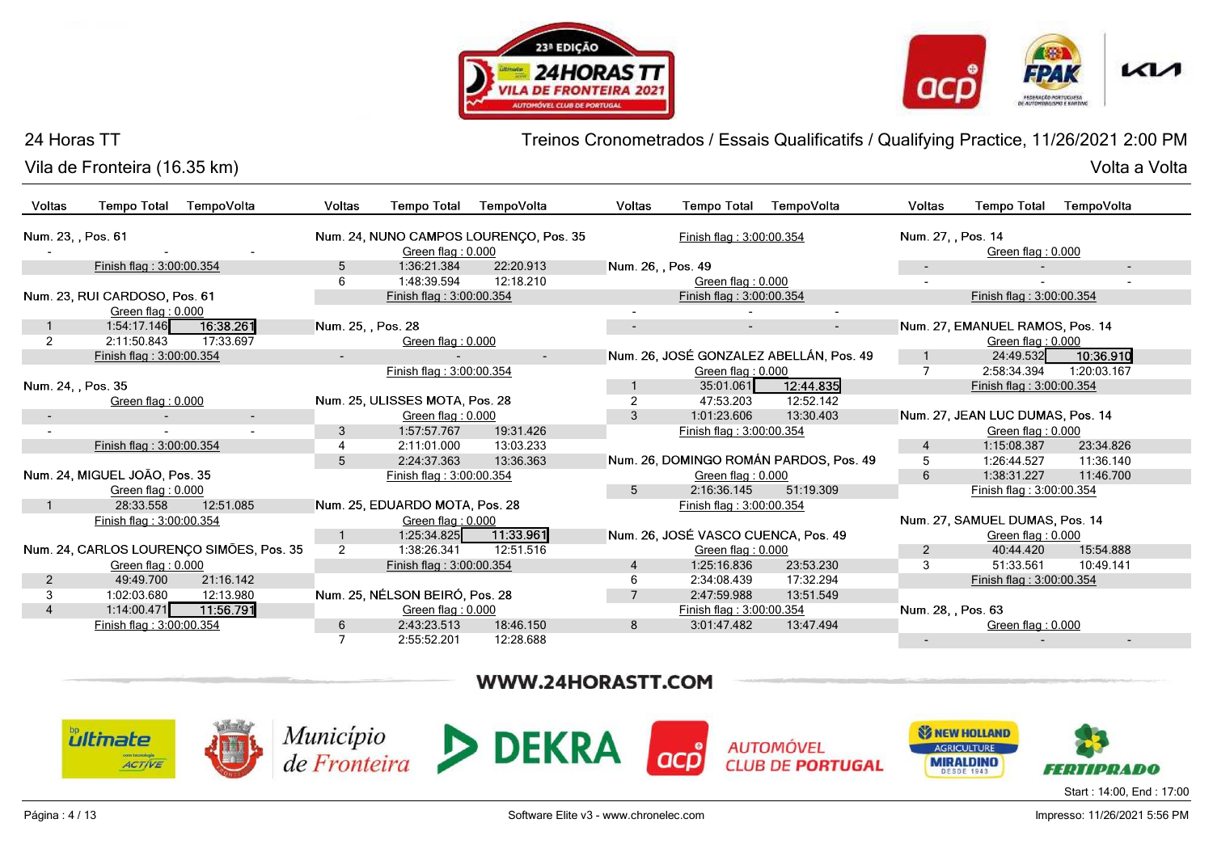24 Horas TT

Vila de Fronteira (16.35 km)

Treinos Cronometrados / Essais Qualificatifs / Qualifying Practice, 11/26/2021 2:00 PM

Volta a Volta

| Voltas | Tempo Total | TempoVolta |
|---|---|---|
| **Num. 23, , Pos. 61** | | |
| - | - | - |
| | Finish flag : 3:00:00.354 | |
| **Num. 23, RUI CARDOSO, Pos. 61** | | |
| | Green flag : 0.000 | |
| 1 | 1:54:17.146 | 16:38.261 |
| 2 | 2:11:50.843 | 17:33.697 |
| | Finish flag : 3:00:00.354 | |
| **Num. 24, , Pos. 35** | | |
| | Green flag : 0.000 | |
| - | - | - |
| - | - | - |
| | Finish flag : 3:00:00.354 | |
| **Num. 24, MIGUEL JOÃO, Pos. 35** | | |
| | Green flag : 0.000 | |
| 1 | 28:33.558 | 12:51.085 |
| | Finish flag : 3:00:00.354 | |
| **Num. 24, CARLOS LOURENÇO SIMÕES, Pos. 35** | | |
| | Green flag : 0.000 | |
| 2 | 49:49.700 | 21:16.142 |
| 3 | 1:02:03.680 | 12:13.980 |
| 4 | 1:14:00.471 | 11:56.791 |
| | Finish flag : 3:00:00.354 | |
| **Num. 24, NUNO CAMPOS LOURENÇO, Pos. 35** | | |
| | Green flag : 0.000 | |
| 5 | 1:36:21.384 | 22:20.913 |
| 6 | 1:48:39.594 | 12:18.210 |
| | Finish flag : 3:00:00.354 | |
| **Num. 25, , Pos. 28** | | |
| | Green flag : 0.000 | |
| - | - | - |
| | Finish flag : 3:00:00.354 | |
| **Num. 25, ULISSES MOTA, Pos. 28** | | |
| | Green flag : 0.000 | |
| 3 | 1:57:57.767 | 19:31.426 |
| 4 | 2:11:01.000 | 13:03.233 |
| 5 | 2:24:37.363 | 13:36.363 |
| | Finish flag : 3:00:00.354 | |
| **Num. 25, EDUARDO MOTA, Pos. 28** | | |
| | Green flag : 0.000 | |
| 1 | 1:25:34.825 | 11:33.961 |
| 2 | 1:38:26.341 | 12:51.516 |
| | Finish flag : 3:00:00.354 | |
| **Num. 25, NÉLSON BEIRÓ, Pos. 28** | | |
| | Green flag : 0.000 | |
| 6 | 2:43:23.513 | 18:46.150 |
| 7 | 2:55:52.201 | 12:28.688 |
| | Finish flag : 3:00:00.354 | |
| **Num. 26, , Pos. 49** | | |
| | Green flag : 0.000 | |
| | Finish flag : 3:00:00.354 | |
| - | - | - |
| - | - | - |
| **Num. 26, JOSÉ GONZALEZ ABELLÁN, Pos. 49** | | |
| | Green flag : 0.000 | |
| 1 | 35:01.061 | 12:44.835 |
| 2 | 47:53.203 | 12:52.142 |
| 3 | 1:01:23.606 | 13:30.403 |
| | Finish flag : 3:00:00.354 | |
| **Num. 26, DOMINGO ROMÁN PARDOS, Pos. 49** | | |
| | Green flag : 0.000 | |
| 5 | 2:16:36.145 | 51:19.309 |
| | Finish flag : 3:00:00.354 | |
| **Num. 26, JOSÉ VASCO CUENCA, Pos. 49** | | |
| | Green flag : 0.000 | |
| 4 | 1:25:16.836 | 23:53.230 |
| 6 | 2:34:08.439 | 17:32.294 |
| 7 | 2:47:59.988 | 13:51.549 |
| | Finish flag : 3:00:00.354 | |
| 8 | 3:01:47.482 | 13:47.494 |
| **Num. 27, , Pos. 14** | | |
| | Green flag : 0.000 | |
| - | - | - |
| - | - | - |
| | Finish flag : 3:00:00.354 | |
| **Num. 27, EMANUEL RAMOS, Pos. 14** | | |
| | Green flag : 0.000 | |
| 1 | 24:49.532 | 10:36.910 |
| 7 | 2:58:34.394 | 1:20:03.167 |
| | Finish flag : 3:00:00.354 | |
| **Num. 27, JEAN LUC DUMAS, Pos. 14** | | |
| | Green flag : 0.000 | |
| 4 | 1:15:08.387 | 23:34.826 |
| 5 | 1:26:44.527 | 11:36.140 |
| 6 | 1:38:31.227 | 11:46.700 |
| | Finish flag : 3:00:00.354 | |
| **Num. 27, SAMUEL DUMAS, Pos. 14** | | |
| | Green flag : 0.000 | |
| 2 | 40:44.420 | 15:54.888 |
| 3 | 51:33.561 | 10:49.141 |
| | Finish flag : 3:00:00.354 | |
| **Num. 28, , Pos. 63** | | |
| | Green flag : 0.000 | |
| - | - | - |

WWW.24HORASTT.COM

Start : 14:00, End : 17:00

Software Elite v3 - www.chronelec.com

Impresso: 11/26/2021 5:56 PM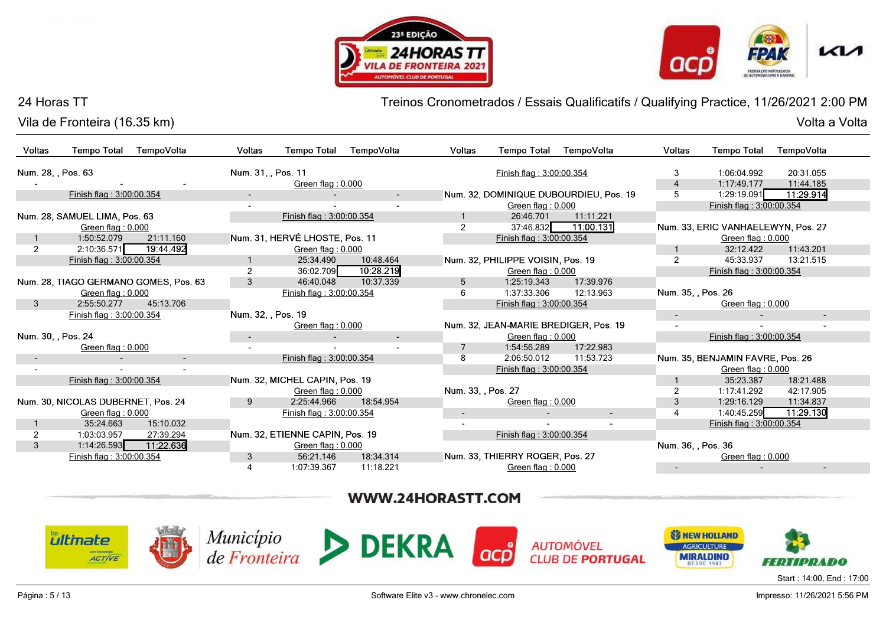# 24 Horas TT

## Vila de Fronteira (16.35 km)

Treinos Cronometrados / Essais Qualificatifs / Qualifying Practice, 11/26/2021 2:00 PM

Volta a Volta

| Voltas | Tempo Total | TempoVolta |
|---|---|---|
| **Num. 28, , Pos. 63** | | |
| - | - | - |
| Finish flag : 3:00:00.354 | | |
| **Num. 28, SAMUEL LIMA, Pos. 63** | | |
| Green flag : 0.000 | | |
| 1 | 1:50:52.079 | 21:11.160 |
| 2 | 2:10:36.571 | **19:44.492** |
| Finish flag : 3:00:00.354 | | |
| **Num. 28, TIAGO GERMANO GOMES, Pos. 63** | | |
| Green flag : 0.000 | | |
| 3 | 2:55:50.277 | 45:13.706 |
| Finish flag : 3:00:00.354 | | |
| **Num. 30, , Pos. 24** | | |
| Green flag : 0.000 | | |
| - | - | - |
| - | - | - |
| Finish flag : 3:00:00.354 | | |
| **Num. 30, NICOLAS DUBERNET, Pos. 24** | | |
| Green flag : 0.000 | | |
| 1 | 35:24.663 | 15:10.032 |
| 2 | 1:03:03.957 | 27:39.294 |
| 3 | 1:14:26.593 | **11:22.636** |
| Finish flag : 3:00:00.354 | | |
| **Num. 31, , Pos. 11** | | |
| Green flag : 0.000 | | |
| - | - | - |
| - | - | - |
| Finish flag : 3:00:00.354 | | |
| **Num. 31, HERVÉ LHOSTE, Pos. 11** | | |
| Green flag : 0.000 | | |
| 1 | 25:34.490 | 10:48.464 |
| 2 | 36:02.709 | **10:28.219** |
| 3 | 46:40.048 | 10:37.339 |
| Finish flag : 3:00:00.354 | | |
| **Num. 32, , Pos. 19** | | |
| Green flag : 0.000 | | |
| - | - | - |
| - | - | - |
| Finish flag : 3:00:00.354 | | |
| **Num. 32, MICHEL CAPIN, Pos. 19** | | |
| Green flag : 0.000 | | |
| 9 | 2:25:44.966 | 18:54.954 |
| Finish flag : 3:00:00.354 | | |
| **Num. 32, ETIENNE CAPIN, Pos. 19** | | |
| Green flag : 0.000 | | |
| 3 | 56:21.146 | 18:34.314 |
| 4 | 1:07:39.367 | 11:18.221 |
| Finish flag : 3:00:00.354 | | |
| **Num. 32, DOMINIQUE DUBOURDIEU, Pos. 19** | | |
| Green flag : 0.000 | | |
| 1 | 26:46.701 | 11:11.221 |
| 2 | 37:46.832 | **11:00.131** |
| Finish flag : 3:00:00.354 | | |
| **Num. 32, PHILIPPE VOISIN, Pos. 19** | | |
| Green flag : 0.000 | | |
| 5 | 1:25:19.343 | 17:39.976 |
| 6 | 1:37:33.306 | 12:13.963 |
| Finish flag : 3:00:00.354 | | |
| **Num. 32, JEAN-MARIE BREDIGER, Pos. 19** | | |
| Green flag : 0.000 | | |
| 7 | 1:54:56.289 | 17:22.983 |
| 8 | 2:06:50.012 | 11:53.723 |
| Finish flag : 3:00:00.354 | | |
| **Num. 33, , Pos. 27** | | |
| Green flag : 0.000 | | |
| - | - | - |
| - | - | - |
| Finish flag : 3:00:00.354 | | |
| **Num. 33, THIERRY ROGER, Pos. 27** | | |
| Green flag : 0.000 | | |
| 3 | 1:06:04.992 | 20:31.055 |
| 4 | 1:17:49.177 | 11:44.185 |
| 5 | 1:29:19.091 | **11:29.914** |
| Finish flag : 3:00:00.354 | | |
| **Num. 33, ERIC VANHAELEWYN, Pos. 27** | | |
| Green flag : 0.000 | | |
| 1 | 32:12.422 | 11:43.201 |
| 2 | 45:33.937 | 13:21.515 |
| Finish flag : 3:00:00.354 | | |
| **Num. 35, , Pos. 26** | | |
| Green flag : 0.000 | | |
| - | - | - |
| - | - | - |
| Finish flag : 3:00:00.354 | | |
| **Num. 35, BENJAMIN FAVRE, Pos. 26** | | |
| Green flag : 0.000 | | |
| 1 | 35:23.387 | 18:21.488 |
| 2 | 1:17:41.292 | 42:17.905 |
| 3 | 1:29:16.129 | 11:34.837 |
| 4 | 1:40:45.259 | **11:29.130** |
| Finish flag : 3:00:00.354 | | |
| **Num. 36, , Pos. 36** | | |
| Green flag : 0.000 | | |
| - | - | - |

WWW.24HORASTT.COM

Start : 14:00, End : 17:00

Software Elite v3 - www.chronelec.com

Impresso: 11/26/2021 5:56 PM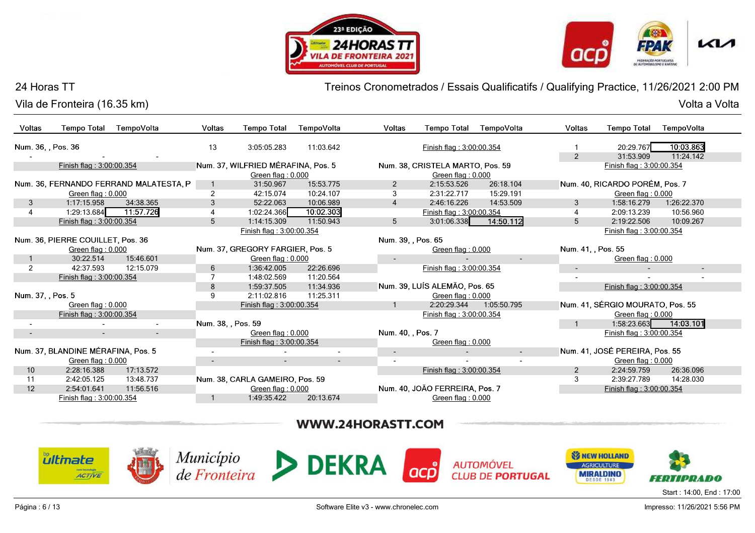24 Horas TT

Vila de Fronteira (16.35 km)

Treinos Cronometrados / Essais Qualificatifs / Qualifying Practice, 11/26/2021 2:00 PM

Volta a Volta

**Num. 36, , Pos. 36**

| Voltas | Tempo Total | TempoVolta |
|---|---|---|
| - | - | - |
| Finish flag : 3:00:00.354 | | |

**Num. 36, FERNANDO FERRAND MALATESTA, P**

| Voltas | Tempo Total | TempoVolta |
|---|---|---|
| Green flag : 0.000 | | |
| 3 | 1:17:15.958 | 34:38.365 |
| 4 | 1:29:13.684 | 11:57.726 |
| Finish flag : 3:00:00.354 | | |

**Num. 36, PIERRE COUILLET, Pos. 36**

| Voltas | Tempo Total | TempoVolta |
|---|---|---|
| Green flag : 0.000 | | |
| 1 | 30:22.514 | 15:46.601 |
| 2 | 42:37.593 | 12:15.079 |
| Finish flag : 3:00:00.354 | | |

**Num. 37, , Pos. 5**

| Voltas | Tempo Total | TempoVolta |
|---|---|---|
| Green flag : 0.000 | | |
| Finish flag : 3:00:00.354 | | |
| - | - | - |
| - | - | - |

**Num. 37, BLANDINE MÉRAFINA, Pos. 5**

| Voltas | Tempo Total | TempoVolta |
|---|---|---|
| Green flag : 0.000 | | |
| 10 | 2:28:16.388 | 17:13.572 |
| 11 | 2:42:05.125 | 13:48.737 |
| 12 | 2:54:01.641 | 11:56.516 |
| 13 | 3:05:05.283 | 11:03.642 |
| Finish flag : 3:00:00.354 | | |

**Num. 37, WILFRIED MÉRAFINA, Pos. 5**

| Voltas | Tempo Total | TempoVolta |
|---|---|---|
| Green flag : 0.000 | | |
| 1 | 31:50.967 | 15:53.775 |
| 2 | 42:15.074 | 10:24.107 |
| 3 | 52:22.063 | 10:06.989 |
| 4 | 1:02:24.366 | 10:02.303 |
| 5 | 1:14:15.309 | 11:50.943 |
| Finish flag : 3:00:00.354 | | |

**Num. 37, GREGORY FARGIER, Pos. 5**

| Voltas | Tempo Total | TempoVolta |
|---|---|---|
| Green flag : 0.000 | | |
| 6 | 1:36:42.005 | 22:26.696 |
| 7 | 1:48:02.569 | 11:20.564 |
| 8 | 1:59:37.505 | 11:34.936 |
| 9 | 2:11:02.816 | 11:25.311 |
| Finish flag : 3:00:00.354 | | |

**Num. 38, , Pos. 59**

| Voltas | Tempo Total | TempoVolta |
|---|---|---|
| Green flag : 0.000 | | |
| Finish flag : 3:00:00.354 | | |
| - | - | - |
| - | - | - |

**Num. 38, CARLA GAMEIRO, Pos. 59**

| Voltas | Tempo Total | TempoVolta |
|---|---|---|
| Green flag : 0.000 | | |
| 1 | 1:49:35.422 | 20:13.674 |
| Finish flag : 3:00:00.354 | | |

**Num. 38, CRISTELA MARTO, Pos. 59**

| Voltas | Tempo Total | TempoVolta |
|---|---|---|
| Green flag : 0.000 | | |
| 2 | 2:15:53.526 | 26:18.104 |
| 3 | 2:31:22.717 | 15:29.191 |
| 4 | 2:46:16.226 | 14:53.509 |
| Finish flag : 3:00:00.354 | | |
| 5 | 3:01:06.338 | 14:50.112 |

**Num. 39, , Pos. 65**

| Voltas | Tempo Total | TempoVolta |
|---|---|---|
| Green flag : 0.000 | | |
| - | - | - |
| Finish flag : 3:00:00.354 | | |

**Num. 39, LUÍS ALEMÃO, Pos. 65**

| Voltas | Tempo Total | TempoVolta |
|---|---|---|
| Green flag : 0.000 | | |
| 1 | 2:20:29.344 | 1:05:50.795 |
| Finish flag : 3:00:00.354 | | |

**Num. 40, , Pos. 7**

| Voltas | Tempo Total | TempoVolta |
|---|---|---|
| Green flag : 0.000 | | |
| - | - | - |
| - | - | - |
| Finish flag : 3:00:00.354 | | |

**Num. 40, JOÃO FERREIRA, Pos. 7**

| Voltas | Tempo Total | TempoVolta |
|---|---|---|
| Green flag : 0.000 | | |
| 1 | 20:29.767 | 10:03.863 |
| 2 | 31:53.909 | 11:24.142 |
| Finish flag : 3:00:00.354 | | |

**Num. 40, RICARDO PORÉM, Pos. 7**

| Voltas | Tempo Total | TempoVolta |
|---|---|---|
| Green flag : 0.000 | | |
| 3 | 1:58:16.279 | 1:26:22.370 |
| 4 | 2:09:13.239 | 10:56.960 |
| 5 | 2:19:22.506 | 10:09.267 |
| Finish flag : 3:00:00.354 | | |

**Num. 41, , Pos. 55**

| Voltas | Tempo Total | TempoVolta |
|---|---|---|
| Green flag : 0.000 | | |
| - | - | - |
| - | - | - |
| Finish flag : 3:00:00.354 | | |

**Num. 41, SÉRGIO MOURATO, Pos. 55**

| Voltas | Tempo Total | TempoVolta |
|---|---|---|
| Green flag : 0.000 | | |
| 1 | 1:58:23.663 | 14:03.101 |
| Finish flag : 3:00:00.354 | | |

**Num. 41, JOSÉ PEREIRA, Pos. 55**

| Voltas | Tempo Total | TempoVolta |
|---|---|---|
| Green flag : 0.000 | | |
| 2 | 2:24:59.759 | 26:36.096 |
| 3 | 2:39:27.789 | 14:28.030 |
| Finish flag : 3:00:00.354 | | |

WWW.24HORASTT.COM

Start : 14:00, End : 17:00

Software Elite v3 - www.chronelec.com

Impresso: 11/26/2021 5:56 PM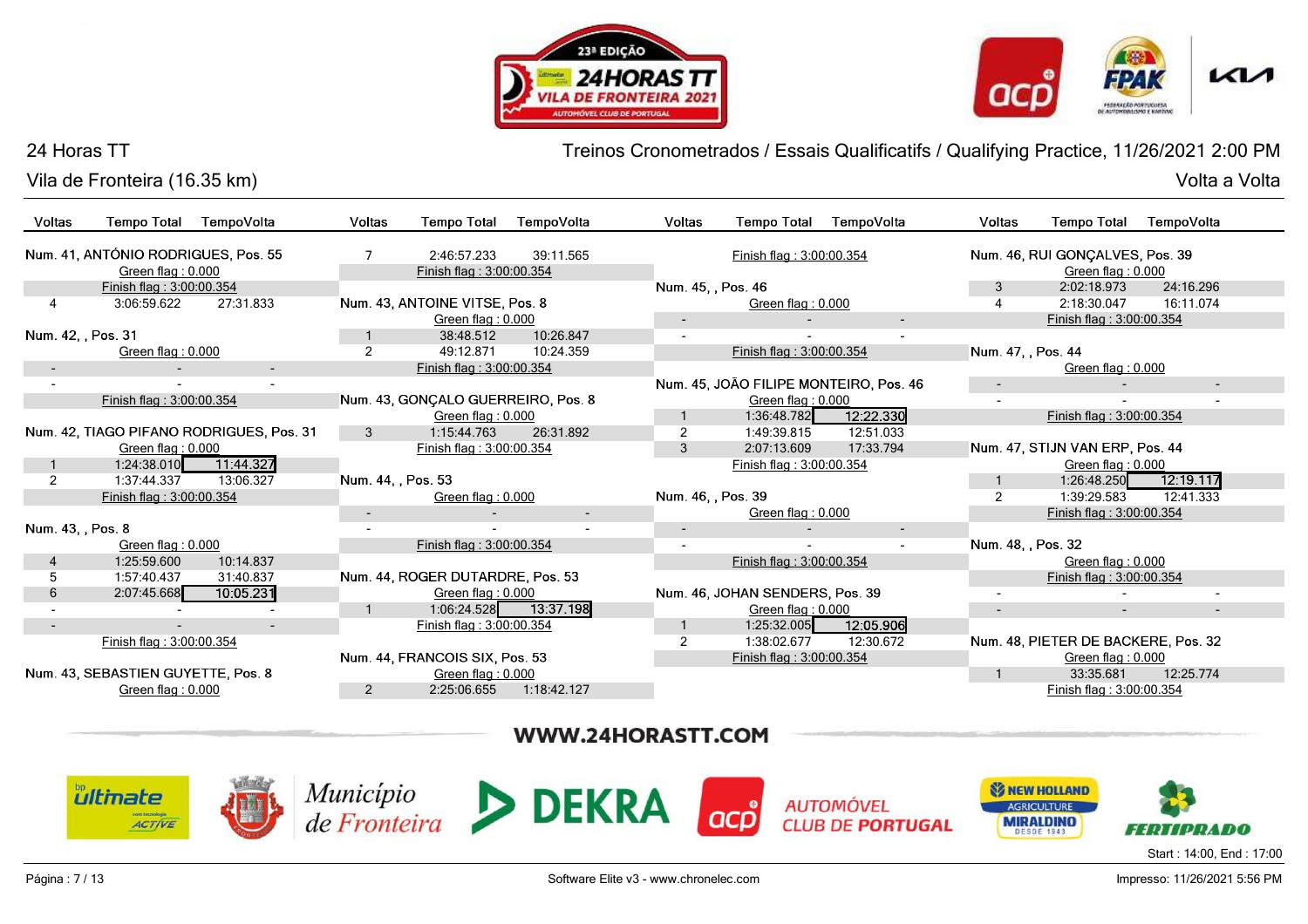# 24 Horas TT

## Vila de Fronteira (16.35 km)

**Treinos Cronometrados / Essais Qualificatifs / Qualifying Practice, 11/26/2021 2:00 PM**

**Volta a Volta**

| Voltas | Tempo Total | TempoVolta |
|---|---|---|
| **Num. 41, ANTÓNIO RODRIGUES, Pos. 55** | | |
| | Green flag : 0.000 | |
| | Finish flag : 3:00:00.354 | |
| 4 | 3:06:59.622 | 27:31.833 |
| **Num. 42, , Pos. 31** | | |
| | Green flag : 0.000 | |
| - | - | - |
| - | - | - |
| | Finish flag : 3:00:00.354 | |
| **Num. 42, TIAGO PIFANO RODRIGUES, Pos. 31** | | |
| | Green flag : 0.000 | |
| 1 | 1:24:38.010 | **11:44.327** |
| 2 | 1:37:44.337 | 13:06.327 |
| | Finish flag : 3:00:00.354 | |
| **Num. 43, , Pos. 8** | | |
| | Green flag : 0.000 | |
| 4 | 1:25:59.600 | 10:14.837 |
| 5 | 1:57:40.437 | 31:40.837 |
| 6 | 2:07:45.668 | **10:05.231** |
| - | - | - |
| - | - | - |
| | Finish flag : 3:00:00.354 | |
| **Num. 43, SEBASTIEN GUYETTE, Pos. 8** | | |
| | Green flag : 0.000 | |
| 7 | 2:46:57.233 | 39:11.565 |
| | Finish flag : 3:00:00.354 | |
| **Num. 43, ANTOINE VITSE, Pos. 8** | | |
| | Green flag : 0.000 | |
| 1 | 38:48.512 | 10:26.847 |
| 2 | 49:12.871 | 10:24.359 |
| | Finish flag : 3:00:00.354 | |
| **Num. 43, GONÇALO GUERREIRO, Pos. 8** | | |
| | Green flag : 0.000 | |
| 3 | 1:15:44.763 | 26:31.892 |
| | Finish flag : 3:00:00.354 | |
| **Num. 44, , Pos. 53** | | |
| | Green flag : 0.000 | |
| - | - | - |
| - | - | - |
| | Finish flag : 3:00:00.354 | |
| **Num. 44, ROGER DUTARDRE, Pos. 53** | | |
| | Green flag : 0.000 | |
| 1 | 1:06:24.528 | **13:37.198** |
| | Finish flag : 3:00:00.354 | |
| **Num. 44, FRANCOIS SIX, Pos. 53** | | |
| | Green flag : 0.000 | |
| 2 | 2:25:06.655 | 1:18:42.127 |
| | Finish flag : 3:00:00.354 | |
| **Num. 45, , Pos. 46** | | |
| | Green flag : 0.000 | |
| - | - | - |
| - | - | - |
| | Finish flag : 3:00:00.354 | |
| **Num. 45, JOÃO FILIPE MONTEIRO, Pos. 46** | | |
| | Green flag : 0.000 | |
| 1 | 1:36:48.782 | **12:22.330** |
| 2 | 1:49:39.815 | 12:51.033 |
| 3 | 2:07:13.609 | 17:33.794 |
| | Finish flag : 3:00:00.354 | |
| **Num. 46, , Pos. 39** | | |
| | Green flag : 0.000 | |
| - | - | - |
| - | - | - |
| | Finish flag : 3:00:00.354 | |
| **Num. 46, JOHAN SENDERS, Pos. 39** | | |
| | Green flag : 0.000 | |
| 1 | 1:25:32.005 | **12:05.906** |
| 2 | 1:38:02.677 | 12:30.672 |
| | Finish flag : 3:00:00.354 | |
| **Num. 46, RUI GONÇALVES, Pos. 39** | | |
| | Green flag : 0.000 | |
| 3 | 2:02:18.973 | 24:16.296 |
| 4 | 2:18:30.047 | 16:11.074 |
| | Finish flag : 3:00:00.354 | |
| **Num. 47, , Pos. 44** | | |
| | Green flag : 0.000 | |
| - | - | - |
| - | - | - |
| | Finish flag : 3:00:00.354 | |
| **Num. 47, STIJN VAN ERP, Pos. 44** | | |
| | Green flag : 0.000 | |
| 1 | 1:26:48.250 | **12:19.117** |
| 2 | 1:39:29.583 | 12:41.333 |
| | Finish flag : 3:00:00.354 | |
| **Num. 48, , Pos. 32** | | |
| | Green flag : 0.000 | |
| | Finish flag : 3:00:00.354 | |
| - | - | - |
| - | - | - |
| **Num. 48, PIETER DE BACKERE, Pos. 32** | | |
| | Green flag : 0.000 | |
| 1 | 33:35.681 | 12:25.774 |
| | Finish flag : 3:00:00.354 | |

WWW.24HORASTT.COM

Start : 14:00, End : 17:00

Software Elite v3 - www.chronelec.com

Impresso: 11/26/2021 5:56 PM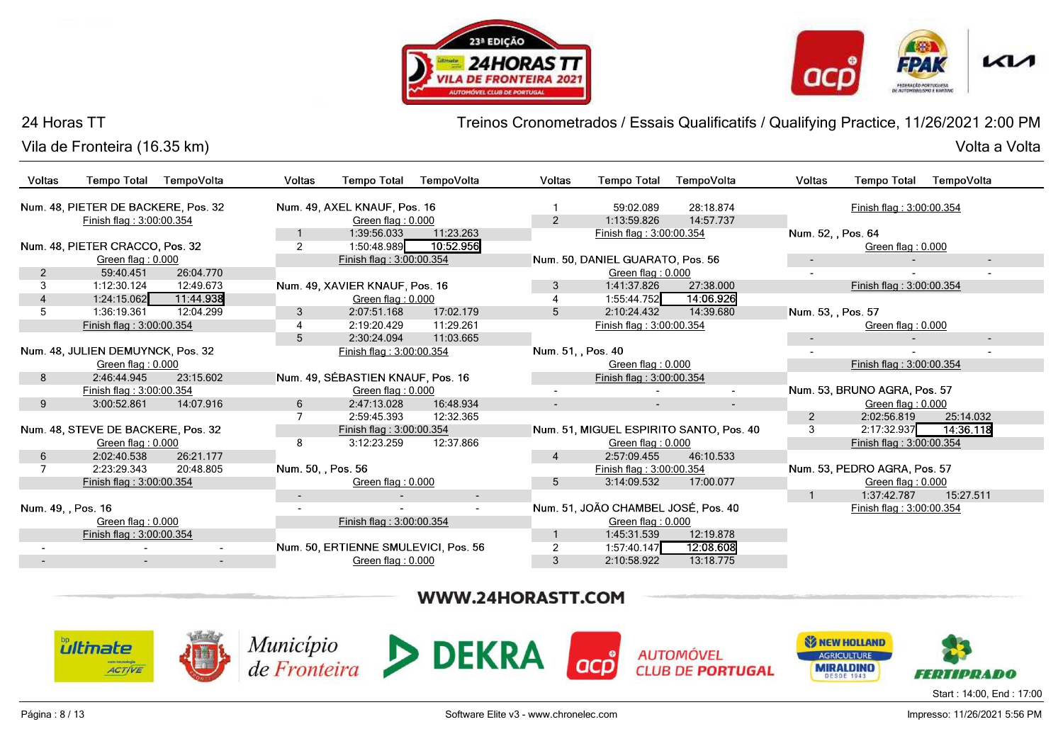24 Horas TT

Vila de Fronteira (16.35 km)

Treinos Cronometrados / Essais Qualificatifs / Qualifying Practice, 11/26/2021 2:00 PM

Volta a Volta

| Voltas | Tempo Total | TempoVolta |
|---|---|---|
| **Num. 48, PIETER DE BACKERE, Pos. 32** | | |
| | Finish flag : 3:00:00.354 | |
| **Num. 48, PIETER CRACCO, Pos. 32** | | |
| | Green flag : 0.000 | |
| 2 | 59:40.451 | 26:04.770 |
| 3 | 1:12:30.124 | 12:49.673 |
| 4 | 1:24:15.062 | **11:44.938** |
| 5 | 1:36:19.361 | 12:04.299 |
| | Finish flag : 3:00:00.354 | |
| **Num. 48, JULIEN DEMUYNCK, Pos. 32** | | |
| | Green flag : 0.000 | |
| 8 | 2:46:44.945 | 23:15.602 |
| | Finish flag : 3:00:00.354 | |
| 9 | 3:00:52.861 | 14:07.916 |
| **Num. 48, STEVE DE BACKERE, Pos. 32** | | |
| | Green flag : 0.000 | |
| 6 | 2:02:40.538 | 26:21.177 |
| 7 | 2:23:29.343 | 20:48.805 |
| | Finish flag : 3:00:00.354 | |
| **Num. 49, , Pos. 16** | | |
| | Green flag : 0.000 | |
| | Finish flag : 3:00:00.354 | |
| - | - | - |
| - | - | - |
| **Num. 49, AXEL KNAUF, Pos. 16** | | |
| | Green flag : 0.000 | |
| 1 | 1:39:56.033 | 11:23.263 |
| 2 | 1:50:48.989 | **10:52.956** |
| | Finish flag : 3:00:00.354 | |
| **Num. 49, XAVIER KNAUF, Pos. 16** | | |
| | Green flag : 0.000 | |
| 3 | 2:07:51.168 | 17:02.179 |
| 4 | 2:19:20.429 | 11:29.261 |
| 5 | 2:30:24.094 | 11:03.665 |
| | Finish flag : 3:00:00.354 | |
| **Num. 49, SÉBASTIEN KNAUF, Pos. 16** | | |
| | Green flag : 0.000 | |
| 6 | 2:47:13.028 | 16:48.934 |
| 7 | 2:59:45.393 | 12:32.365 |
| | Finish flag : 3:00:00.354 | |
| 8 | 3:12:23.259 | 12:37.866 |
| **Num. 50, , Pos. 56** | | |
| | Green flag : 0.000 | |
| - | - | - |
| - | - | - |
| | Finish flag : 3:00:00.354 | |
| **Num. 50, ERTIENNE SMULEVICI, Pos. 56** | | |
| | Green flag : 0.000 | |
| 1 | 59:02.089 | 28:18.874 |
| 2 | 1:13:59.826 | 14:57.737 |
| | Finish flag : 3:00:00.354 | |
| **Num. 50, DANIEL GUARATO, Pos. 56** | | |
| | Green flag : 0.000 | |
| 3 | 1:41:37.826 | 27:38.000 |
| 4 | 1:55:44.752 | **14:06.926** |
| 5 | 2:10:24.432 | 14:39.680 |
| | Finish flag : 3:00:00.354 | |
| **Num. 51, , Pos. 40** | | |
| | Green flag : 0.000 | |
| | Finish flag : 3:00:00.354 | |
| - | - | - |
| - | - | - |
| **Num. 51, MIGUEL ESPIRITO SANTO, Pos. 40** | | |
| | Green flag : 0.000 | |
| 4 | 2:57:09.455 | 46:10.533 |
| | Finish flag : 3:00:00.354 | |
| 5 | 3:14:09.532 | 17:00.077 |
| **Num. 51, JOÃO CHAMBEL JOSÉ, Pos. 40** | | |
| | Green flag : 0.000 | |
| 1 | 1:45:31.539 | 12:19.878 |
| 2 | 1:57:40.147 | **12:08.608** |
| 3 | 2:10:58.922 | 13:18.775 |
| | Finish flag : 3:00:00.354 | |
| **Num. 52, , Pos. 64** | | |
| | Green flag : 0.000 | |
| - | - | - |
| - | - | - |
| | Finish flag : 3:00:00.354 | |
| **Num. 53, , Pos. 57** | | |
| | Green flag : 0.000 | |
| - | - | - |
| - | - | - |
| | Finish flag : 3:00:00.354 | |
| **Num. 53, BRUNO AGRA, Pos. 57** | | |
| | Green flag : 0.000 | |
| 2 | 2:02:56.819 | 25:14.032 |
| 3 | 2:17:32.937 | **14:36.118** |
| | Finish flag : 3:00:00.354 | |
| **Num. 53, PEDRO AGRA, Pos. 57** | | |
| | Green flag : 0.000 | |
| 1 | 1:37:42.787 | 15:27.511 |
| | Finish flag : 3:00:00.354 | |

WWW.24HORASTT.COM

Start : 14:00, End : 17:00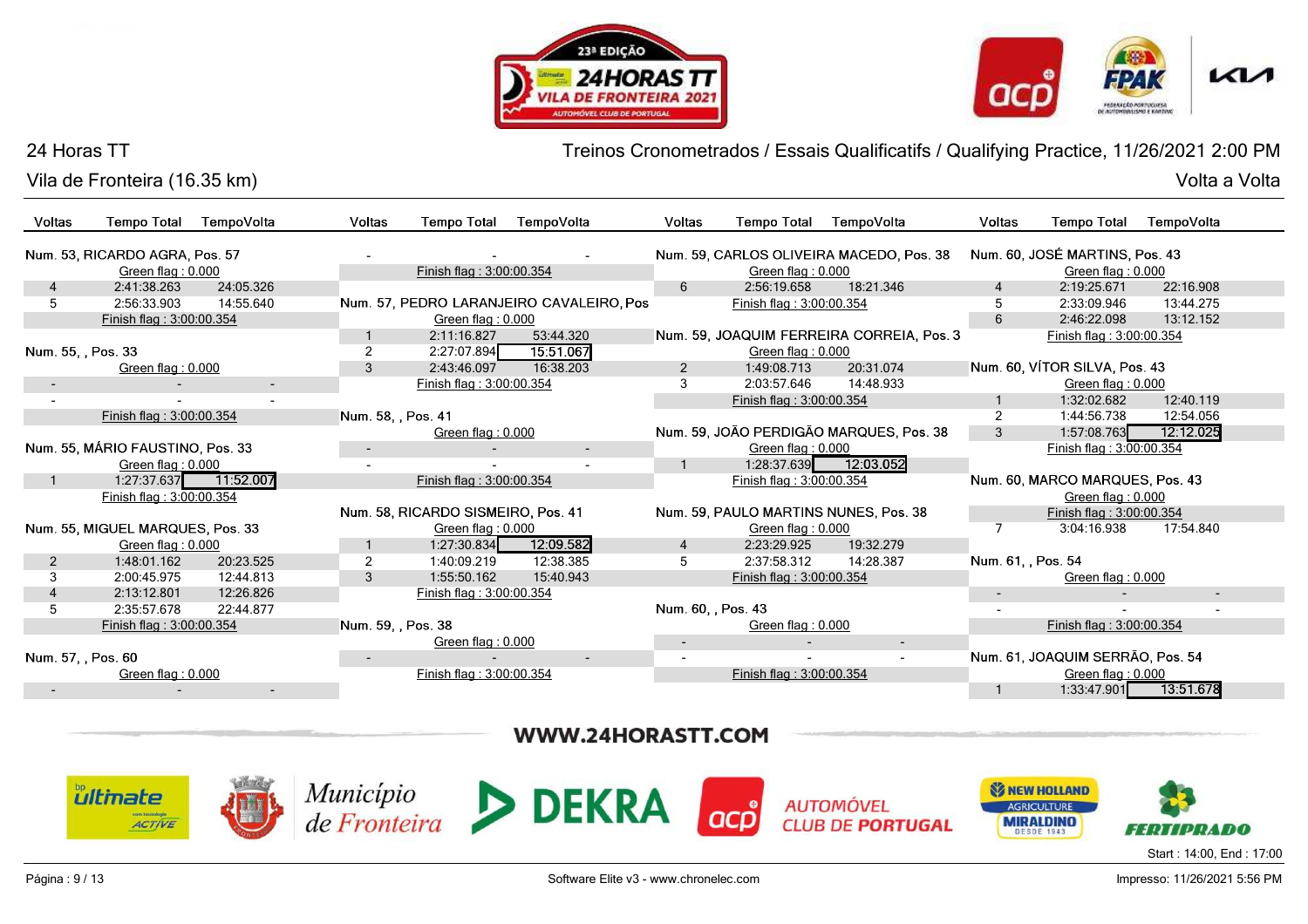24 Horas TT

Vila de Fronteira (16.35 km)

Treinos Cronometrados / Essais Qualificatifs / Qualifying Practice, 11/26/2021 2:00 PM

Volta a Volta

### Num. 53, RICARDO AGRA, Pos. 57

Green flag : 0.000

| Voltas | Tempo Total | TempoVolta |
|---|---|---|
| 4 | 2:41:38.263 | 24:05.326 |
| 5 | 2:56:33.903 | 14:55.640 |

Finish flag : 3:00:00.354

### Num. 55, , Pos. 33

Green flag : 0.000

| Voltas | Tempo Total | TempoVolta |
|---|---|---|
| - | - | - |
| - | - | - |

Finish flag : 3:00:00.354

### Num. 55, MÁRIO FAUSTINO, Pos. 33

Green flag : 0.000

| Voltas | Tempo Total | TempoVolta |
|---|---|---|
| 1 | 1:27:37.637 | 11:52.007 |

Finish flag : 3:00:00.354

### Num. 55, MIGUEL MARQUES, Pos. 33

Green flag : 0.000

| Voltas | Tempo Total | TempoVolta |
|---|---|---|
| 2 | 1:48:01.162 | 20:23.525 |
| 3 | 2:00:45.975 | 12:44.813 |
| 4 | 2:13:12.801 | 12:26.826 |
| 5 | 2:35:57.678 | 22:44.877 |

Finish flag : 3:00:00.354

### Num. 57, , Pos. 60

Green flag : 0.000

| Voltas | Tempo Total | TempoVolta |
|---|---|---|
| - | - | - |
| - | - | - |

Finish flag : 3:00:00.354

### Num. 57, PEDRO LARANJEIRO CAVALEIRO, Pos

Green flag : 0.000

| Voltas | Tempo Total | TempoVolta |
|---|---|---|
| 1 | 2:11:16.827 | 53:44.320 |
| 2 | 2:27:07.894 | 15:51.067 |
| 3 | 2:43:46.097 | 16:38.203 |

Finish flag : 3:00:00.354

### Num. 58, , Pos. 41

Green flag : 0.000

| Voltas | Tempo Total | TempoVolta |
|---|---|---|
| - | - | - |
| - | - | - |

Finish flag : 3:00:00.354

### Num. 58, RICARDO SISMEIRO, Pos. 41

Green flag : 0.000

| Voltas | Tempo Total | TempoVolta |
|---|---|---|
| 1 | 1:27:30.834 | 12:09.582 |
| 2 | 1:40:09.219 | 12:38.385 |
| 3 | 1:55:50.162 | 15:40.943 |

Finish flag : 3:00:00.354

### Num. 59, , Pos. 38

Green flag : 0.000

| Voltas | Tempo Total | TempoVolta |
|---|---|---|
| - | - | - |

Finish flag : 3:00:00.354

### Num. 59, CARLOS OLIVEIRA MACEDO, Pos. 38

Green flag : 0.000

| Voltas | Tempo Total | TempoVolta |
|---|---|---|
| 6 | 2:56:19.658 | 18:21.346 |

Finish flag : 3:00:00.354

### Num. 59, JOAQUIM FERREIRA CORREIA, Pos. 3

Green flag : 0.000

| Voltas | Tempo Total | TempoVolta |
|---|---|---|
| 2 | 1:49:08.713 | 20:31.074 |
| 3 | 2:03:57.646 | 14:48.933 |

Finish flag : 3:00:00.354

### Num. 59, JOÃO PERDIGÃO MARQUES, Pos. 38

Green flag : 0.000

| Voltas | Tempo Total | TempoVolta |
|---|---|---|
| 1 | 1:28:37.639 | 12:03.052 |

Finish flag : 3:00:00.354

### Num. 59, PAULO MARTINS NUNES, Pos. 38

Green flag : 0.000

| Voltas | Tempo Total | TempoVolta |
|---|---|---|
| 4 | 2:23:29.925 | 19:32.279 |
| 5 | 2:37:58.312 | 14:28.387 |

Finish flag : 3:00:00.354

### Num. 60, , Pos. 43

Green flag : 0.000

| Voltas | Tempo Total | TempoVolta |
|---|---|---|
| - | - | - |
| - | - | - |

Finish flag : 3:00:00.354

### Num. 60, JOSÉ MARTINS, Pos. 43

Green flag : 0.000

| Voltas | Tempo Total | TempoVolta |
|---|---|---|
| 4 | 2:19:25.671 | 22:16.908 |
| 5 | 2:33:09.946 | 13:44.275 |
| 6 | 2:46:22.098 | 13:12.152 |

Finish flag : 3:00:00.354

### Num. 60, VÍTOR SILVA, Pos. 43

Green flag : 0.000

| Voltas | Tempo Total | TempoVolta |
|---|---|---|
| 1 | 1:32:02.682 | 12:40.119 |
| 2 | 1:44:56.738 | 12:54.056 |
| 3 | 1:57:08.763 | 12:12.025 |

Finish flag : 3:00:00.354

### Num. 60, MARCO MARQUES, Pos. 43

Green flag : 0.000

Finish flag : 3:00:00.354

| Voltas | Tempo Total | TempoVolta |
|---|---|---|
| 7 | 3:04:16.938 | 17:54.840 |

### Num. 61, , Pos. 54

Green flag : 0.000

| Voltas | Tempo Total | TempoVolta |
|---|---|---|
| - | - | - |
| - | - | - |

Finish flag : 3:00:00.354

### Num. 61, JOAQUIM SERRÃO, Pos. 54

Green flag : 0.000

| Voltas | Tempo Total | TempoVolta |
|---|---|---|
| 1 | 1:33:47.901 | 13:51.678 |

WWW.24HORASTT.COM

Start : 14:00, End : 17:00

Software Elite v3 - www.chronelec.com

Impresso: 11/26/2021 5:56 PM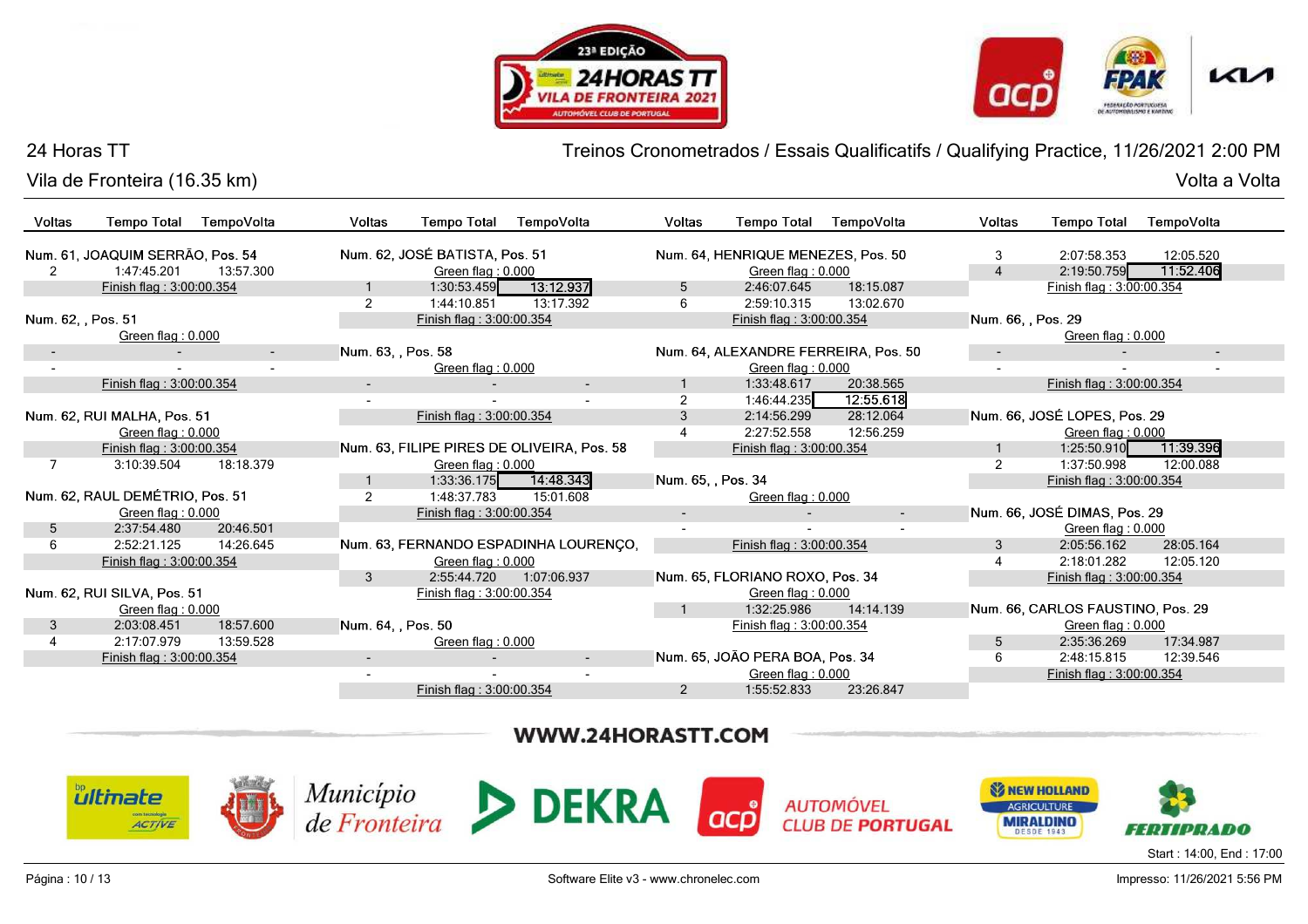# 24 Horas TT

Vila de Fronteira (16.35 km)

Treinos Cronometrados / Essais Qualificatifs / Qualifying Practice, 11/26/2021 2:00 PM

Volta a Volta

### Num. 61, JOAQUIM SERRÃO, Pos. 54

| Voltas | Tempo Total | TempoVolta |
|---|---|---|
| 2 | 1:47:45.201 | 13:57.300 |
| | Finish flag : 3:00:00.354 | |

### Num. 62, , Pos. 51

| Voltas | Tempo Total | TempoVolta |
|---|---|---|
| | Green flag : 0.000 | |
| - | - | - |
| - | - | - |
| | Finish flag : 3:00:00.354 | |

### Num. 62, RUI MALHA, Pos. 51

| Voltas | Tempo Total | TempoVolta |
|---|---|---|
| | Green flag : 0.000 | |
| | Finish flag : 3:00:00.354 | |
| 7 | 3:10:39.504 | 18:18.379 |

### Num. 62, RAUL DEMÉTRIO, Pos. 51

| Voltas | Tempo Total | TempoVolta |
|---|---|---|
| | Green flag : 0.000 | |
| 5 | 2:37:54.480 | 20:46.501 |
| 6 | 2:52:21.125 | 14:26.645 |
| | Finish flag : 3:00:00.354 | |

### Num. 62, RUI SILVA, Pos. 51

| Voltas | Tempo Total | TempoVolta |
|---|---|---|
| | Green flag : 0.000 | |
| 3 | 2:03:08.451 | 18:57.600 |
| 4 | 2:17:07.979 | 13:59.528 |
| | Finish flag : 3:00:00.354 | |

### Num. 62, JOSÉ BATISTA, Pos. 51

| Voltas | Tempo Total | TempoVolta |
|---|---|---|
| | Green flag : 0.000 | |
| 1 | 1:30:53.459 | **13:12.937** |
| 2 | 1:44:10.851 | 13:17.392 |
| | Finish flag : 3:00:00.354 | |

### Num. 63, , Pos. 58

| Voltas | Tempo Total | TempoVolta |
|---|---|---|
| | Green flag : 0.000 | |
| - | - | - |
| - | - | - |
| | Finish flag : 3:00:00.354 | |

### Num. 63, FILIPE PIRES DE OLIVEIRA, Pos. 58

| Voltas | Tempo Total | TempoVolta |
|---|---|---|
| | Green flag : 0.000 | |
| 1 | 1:33:36.175 | **14:48.343** |
| 2 | 1:48:37.783 | 15:01.608 |
| | Finish flag : 3:00:00.354 | |

### Num. 63, FERNANDO ESPADINHA LOURENÇO,

| Voltas | Tempo Total | TempoVolta |
|---|---|---|
| | Green flag : 0.000 | |
| 3 | 2:55:44.720 | 1:07:06.937 |
| | Finish flag : 3:00:00.354 | |

### Num. 64, , Pos. 50

| Voltas | Tempo Total | TempoVolta |
|---|---|---|
| | Green flag : 0.000 | |
| - | - | - |
| - | - | - |
| | Finish flag : 3:00:00.354 | |

### Num. 64, HENRIQUE MENEZES, Pos. 50

| Voltas | Tempo Total | TempoVolta |
|---|---|---|
| | Green flag : 0.000 | |
| 5 | 2:46:07.645 | 18:15.087 |
| 6 | 2:59:10.315 | 13:02.670 |
| | Finish flag : 3:00:00.354 | |

### Num. 64, ALEXANDRE FERREIRA, Pos. 50

| Voltas | Tempo Total | TempoVolta |
|---|---|---|
| | Green flag : 0.000 | |
| 1 | 1:33:48.617 | 20:38.565 |
| 2 | 1:46:44.235 | **12:55.618** |
| 3 | 2:14:56.299 | 28:12.064 |
| 4 | 2:27:52.558 | 12:56.259 |
| | Finish flag : 3:00:00.354 | |

### Num. 65, , Pos. 34

| Voltas | Tempo Total | TempoVolta |
|---|---|---|
| | Green flag : 0.000 | |
| - | - | - |
| - | - | - |
| | Finish flag : 3:00:00.354 | |

### Num. 65, FLORIANO ROXO, Pos. 34

| Voltas | Tempo Total | TempoVolta |
|---|---|---|
| | Green flag : 0.000 | |
| 1 | 1:32:25.986 | 14:14.139 |
| | Finish flag : 3:00:00.354 | |

### Num. 65, JOÃO PERA BOA, Pos. 34

| Voltas | Tempo Total | TempoVolta |
|---|---|---|
| | Green flag : 0.000 | |
| 2 | 1:55:52.833 | 23:26.847 |
| 3 | 2:07:58.353 | 12:05.520 |
| 4 | 2:19:50.759 | **11:52.406** |
| | Finish flag : 3:00:00.354 | |

### Num. 66, , Pos. 29

| Voltas | Tempo Total | TempoVolta |
|---|---|---|
| | Green flag : 0.000 | |
| - | - | - |
| - | - | - |
| | Finish flag : 3:00:00.354 | |

### Num. 66, JOSÉ LOPES, Pos. 29

| Voltas | Tempo Total | TempoVolta |
|---|---|---|
| | Green flag : 0.000 | |
| 1 | 1:25:50.910 | **11:39.396** |
| 2 | 1:37:50.998 | 12:00.088 |
| | Finish flag : 3:00:00.354 | |

### Num. 66, JOSÉ DIMAS, Pos. 29

| Voltas | Tempo Total | TempoVolta |
|---|---|---|
| | Green flag : 0.000 | |
| 3 | 2:05:56.162 | 28:05.164 |
| 4 | 2:18:01.282 | 12:05.120 |
| | Finish flag : 3:00:00.354 | |

### Num. 66, CARLOS FAUSTINO, Pos. 29

| Voltas | Tempo Total | TempoVolta |
|---|---|---|
| | Green flag : 0.000 | |
| 5 | 2:35:36.269 | 17:34.987 |
| 6 | 2:48:15.815 | 12:39.546 |
| | Finish flag : 3:00:00.354 | |

WWW.24HORASTT.COM

Start : 14:00, End : 17:00

Software Elite v3 - www.chronelec.com

Impresso: 11/26/2021 5:56 PM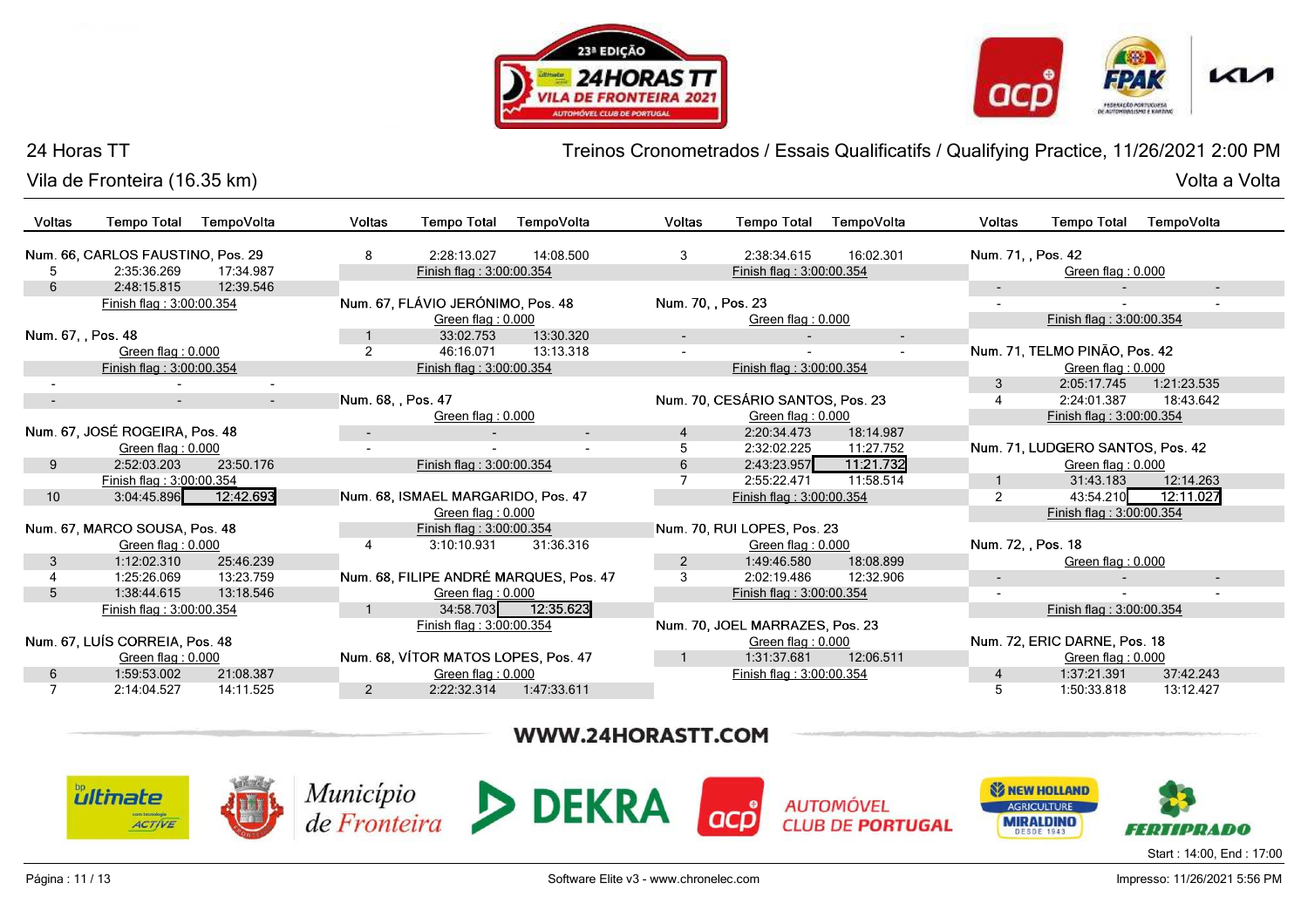24 Horas TT

Vila de Fronteira (16.35 km)

Treinos Cronometrados / Essais Qualificatifs / Qualifying Practice, 11/26/2021 2:00 PM

Volta a Volta

| Voltas | Tempo Total | TempoVolta |
|---|---|---|
| **Num. 66, CARLOS FAUSTINO, Pos. 29** | | |
| 5 | 2:35:36.269 | 17:34.987 |
| 6 | 2:48:15.815 | 12:39.546 |
| Finish flag : 3:00:00.354 | | |
| **Num. 67, , Pos. 48** | | |
| Green flag : 0.000 | | |
| Finish flag : 3:00:00.354 | | |
| - | - | - |
| - | - | - |
| **Num. 67, JOSÉ ROGEIRA, Pos. 48** | | |
| Green flag : 0.000 | | |
| 9 | 2:52:03.203 | 23:50.176 |
| Finish flag : 3:00:00.354 | | |
| 10 | 3:04:45.896 | **12:42.693** |
| **Num. 67, MARCO SOUSA, Pos. 48** | | |
| Green flag : 0.000 | | |
| 3 | 1:12:02.310 | 25:46.239 |
| 4 | 1:25:26.069 | 13:23.759 |
| 5 | 1:38:44.615 | 13:18.546 |
| Finish flag : 3:00:00.354 | | |
| **Num. 67, LUÍS CORREIA, Pos. 48** | | |
| Green flag : 0.000 | | |
| 6 | 1:59:53.002 | 21:08.387 |
| 7 | 2:14:04.527 | 14:11.525 |
| 8 | 2:28:13.027 | 14:08.500 |
| Finish flag : 3:00:00.354 | | |
| **Num. 67, FLÁVIO JERÓNIMO, Pos. 48** | | |
| Green flag : 0.000 | | |
| 1 | 33:02.753 | 13:30.320 |
| 2 | 46:16.071 | 13:13.318 |
| Finish flag : 3:00:00.354 | | |
| **Num. 68, , Pos. 47** | | |
| Green flag : 0.000 | | |
| - | - | - |
| - | - | - |
| Finish flag : 3:00:00.354 | | |
| **Num. 68, ISMAEL MARGARIDO, Pos. 47** | | |
| Green flag : 0.000 | | |
| Finish flag : 3:00:00.354 | | |
| 4 | 3:10:10.931 | 31:36.316 |
| **Num. 68, FILIPE ANDRÉ MARQUES, Pos. 47** | | |
| Green flag : 0.000 | | |
| 1 | 34:58.703 | **12:35.623** |
| Finish flag : 3:00:00.354 | | |
| **Num. 68, VÍTOR MATOS LOPES, Pos. 47** | | |
| Green flag : 0.000 | | |
| 2 | 2:22:32.314 | 1:47:33.611 |
| 3 | 2:38:34.615 | 16:02.301 |
| Finish flag : 3:00:00.354 | | |
| **Num. 70, , Pos. 23** | | |
| Green flag : 0.000 | | |
| - | - | - |
| - | - | - |
| Finish flag : 3:00:00.354 | | |
| **Num. 70, CESÁRIO SANTOS, Pos. 23** | | |
| Green flag : 0.000 | | |
| 4 | 2:20:34.473 | 18:14.987 |
| 5 | 2:32:02.225 | 11:27.752 |
| 6 | 2:43:23.957 | **11:21.732** |
| 7 | 2:55:22.471 | 11:58.514 |
| Finish flag : 3:00:00.354 | | |
| **Num. 70, RUI LOPES, Pos. 23** | | |
| Green flag : 0.000 | | |
| 2 | 1:49:46.580 | 18:08.899 |
| 3 | 2:02:19.486 | 12:32.906 |
| Finish flag : 3:00:00.354 | | |
| **Num. 70, JOEL MARRAZES, Pos. 23** | | |
| Green flag : 0.000 | | |
| 1 | 1:31:37.681 | 12:06.511 |
| Finish flag : 3:00:00.354 | | |
| **Num. 71, , Pos. 42** | | |
| Green flag : 0.000 | | |
| - | - | - |
| - | - | - |
| Finish flag : 3:00:00.354 | | |
| **Num. 71, TELMO PINÃO, Pos. 42** | | |
| Green flag : 0.000 | | |
| 3 | 2:05:17.745 | 1:21:23.535 |
| 4 | 2:24:01.387 | 18:43.642 |
| Finish flag : 3:00:00.354 | | |
| **Num. 71, LUDGERO SANTOS, Pos. 42** | | |
| Green flag : 0.000 | | |
| 1 | 31:43.183 | 12:14.263 |
| 2 | 43:54.210 | **12:11.027** |
| Finish flag : 3:00:00.354 | | |
| **Num. 72, , Pos. 18** | | |
| Green flag : 0.000 | | |
| - | - | - |
| - | - | - |
| Finish flag : 3:00:00.354 | | |
| **Num. 72, ERIC DARNE, Pos. 18** | | |
| Green flag : 0.000 | | |
| 4 | 1:37:21.391 | 37:42.243 |
| 5 | 1:50:33.818 | 13:12.427 |

WWW.24HORASTT.COM

Start : 14:00, End : 17:00

Software Elite v3 - www.chronelec.com

Impresso: 11/26/2021 5:56 PM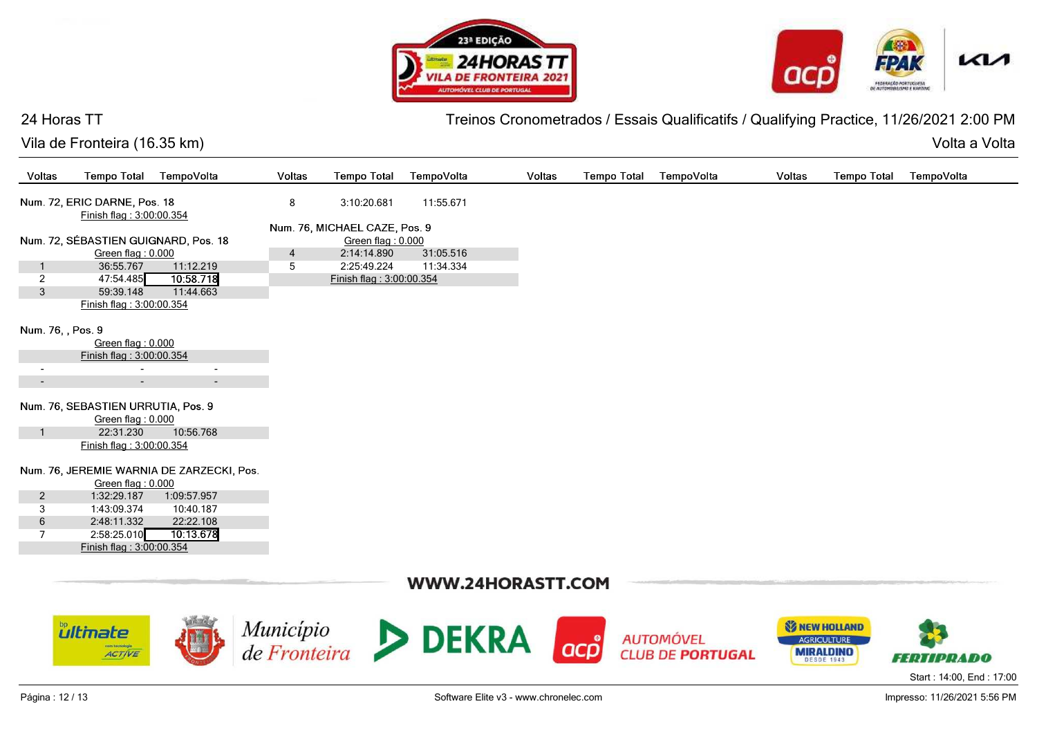24 Horas TT

Vila de Fronteira (16.35 km)

Treinos Cronometrados / Essais Qualificatifs / Qualifying Practice, 11/26/2021 2:00 PM

Volta a Volta

| Voltas | Tempo Total | TempoVolta |
|---|---|---|
| **Num. 72, ERIC DARNE, Pos. 18** | | |
| | Finish flag : 3:00:00.354 | |
| **Num. 72, SÉBASTIEN GUIGNARD, Pos. 18** | | |
| | Green flag : 0.000 | |
| 1 | 36:55.767 | 11:12.219 |
| 2 | 47:54.485 | **10:58.718** |
| 3 | 59:39.148 | 11:44.663 |
| | Finish flag : 3:00:00.354 | |
| **Num. 76, , Pos. 9** | | |
| | Green flag : 0.000 | |
| | Finish flag : 3:00:00.354 | |
| - | - | - |
| - | - | - |
| **Num. 76, SEBASTIEN URRUTIA, Pos. 9** | | |
| | Green flag : 0.000 | |
| 1 | 22:31.230 | 10:56.768 |
| | Finish flag : 3:00:00.354 | |
| **Num. 76, JEREMIE WARNIA DE ZARZECKI, Pos.** | | |
| | Green flag : 0.000 | |
| 2 | 1:32:29.187 | 1:09:57.957 |
| 3 | 1:43:09.374 | 10:40.187 |
| 6 | 2:48:11.332 | 22:22.108 |
| 7 | 2:58:25.010 | **10:13.678** |
| | Finish flag : 3:00:00.354 | |
| 8 | 3:10:20.681 | 11:55.671 |
| **Num. 76, MICHAEL CAZE, Pos. 9** | | |
| | Green flag : 0.000 | |
| 4 | 2:14:14.890 | 31:05.516 |
| 5 | 2:25:49.224 | 11:34.334 |
| | Finish flag : 3:00:00.354 | |

WWW.24HORASTT.COM

Start : 14:00, End : 17:00

Software Elite v3 - www.chronelec.com

Impresso: 11/26/2021 5:56 PM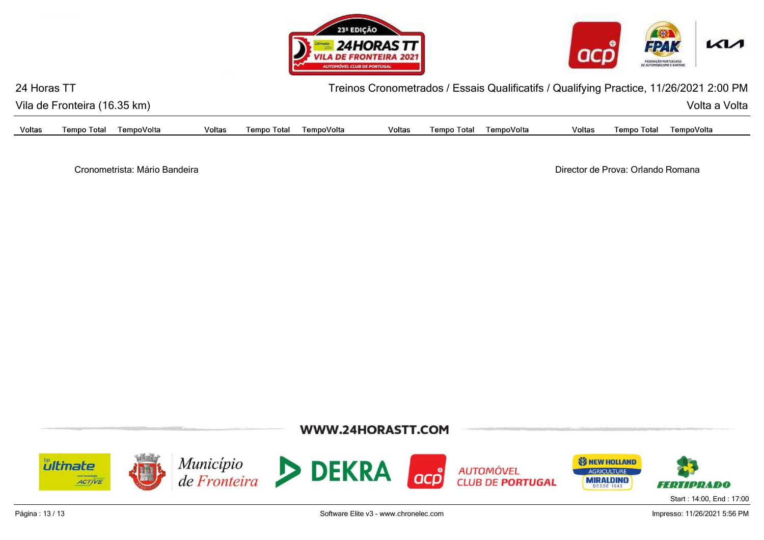24 Horas TT

Vila de Fronteira (16.35 km)

Treinos Cronometrados / Essais Qualificatifs / Qualifying Practice, 11/26/2021 2:00 PM

Volta a Volta

| Voltas | Tempo Total | TempoVolta | Voltas | Tempo Total | TempoVolta | Voltas | Tempo Total | TempoVolta | Voltas | Tempo Total | TempoVolta |
|---|---|---|---|---|---|---|---|---|---|---|---|

Cronometrista: Mário Bandeira

Director de Prova: Orlando Romana

WWW.24HORASTT.COM

Start : 14:00, End : 17:00

Software Elite v3 - www.chronelec.com

Impresso: 11/26/2021 5:56 PM